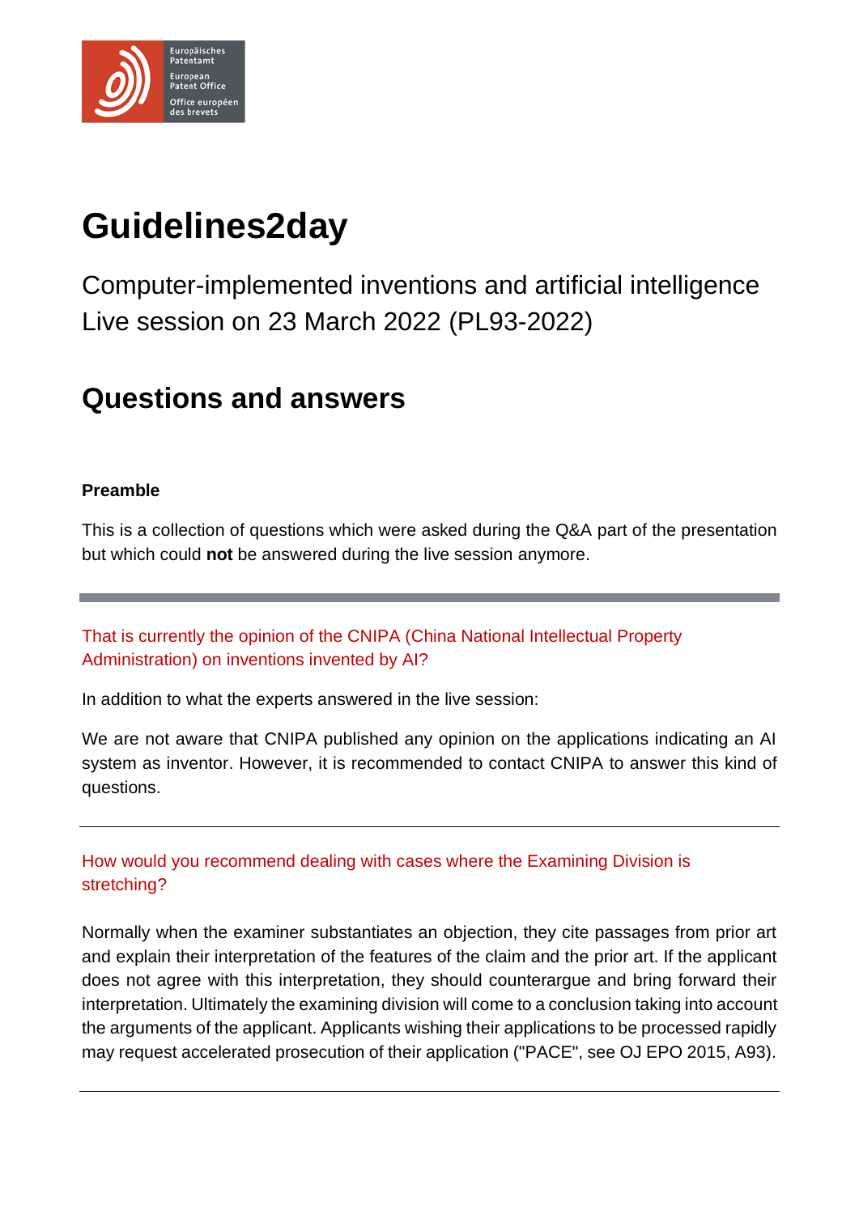# Guidelines2day

Computer-implemented inventions and artificial intelligence
Live session on 23 March 2022 (PL93-2022)

## Questions and answers

**Preamble**

This is a collection of questions which were asked during the Q&A part of the presentation but which could **not** be answered during the live session anymore.

---

### That is currently the opinion of the CNIPA (China National Intellectual Property Administration) on inventions invented by AI?

In addition to what the experts answered in the live session:

We are not aware that CNIPA published any opinion on the applications indicating an AI system as inventor. However, it is recommended to contact CNIPA to answer this kind of questions.

---

### How would you recommend dealing with cases where the Examining Division is stretching?

Normally when the examiner substantiates an objection, they cite passages from prior art and explain their interpretation of the features of the claim and the prior art. If the applicant does not agree with this interpretation, they should counterargue and bring forward their interpretation. Ultimately the examining division will come to a conclusion taking into account the arguments of the applicant. Applicants wishing their applications to be processed rapidly may request accelerated prosecution of their application ("PACE", see OJ EPO 2015, A93).

---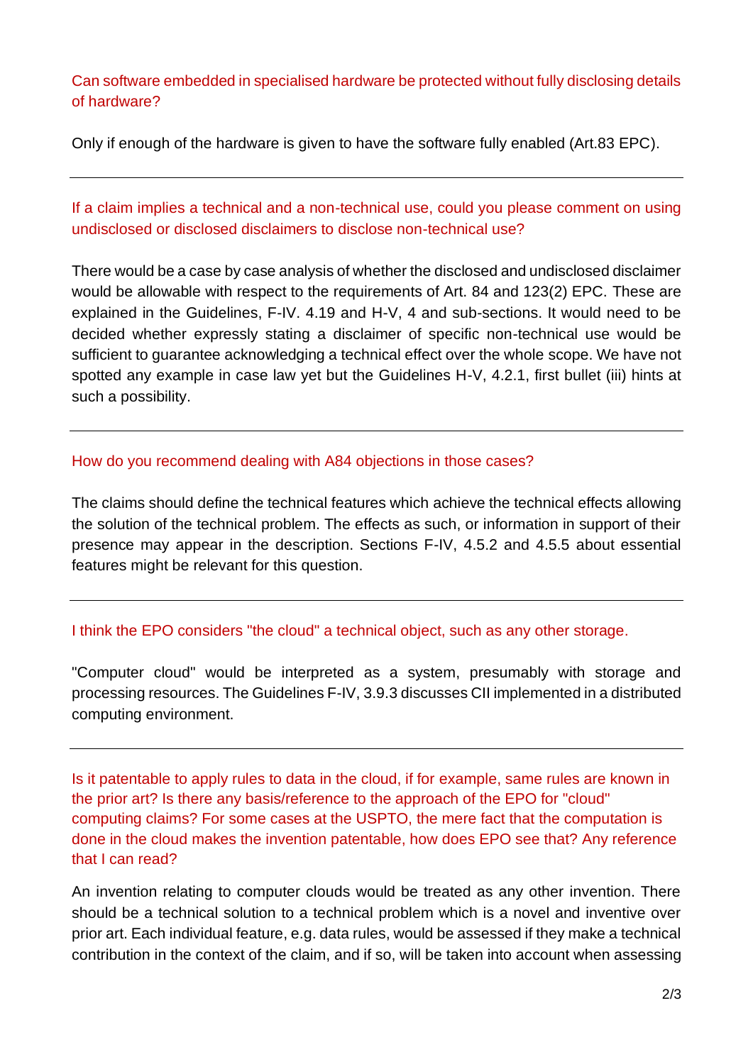Can software embedded in specialised hardware be protected without fully disclosing details of hardware?

Only if enough of the hardware is given to have the software fully enabled (Art.83 EPC).

---

If a claim implies a technical and a non-technical use, could you please comment on using undisclosed or disclosed disclaimers to disclose non-technical use?

There would be a case by case analysis of whether the disclosed and undisclosed disclaimer would be allowable with respect to the requirements of Art. 84 and 123(2) EPC. These are explained in the Guidelines, F-IV. 4.19 and H-V, 4 and sub-sections. It would need to be decided whether expressly stating a disclaimer of specific non-technical use would be sufficient to guarantee acknowledging a technical effect over the whole scope. We have not spotted any example in case law yet but the Guidelines H-V, 4.2.1, first bullet (iii) hints at such a possibility.

---

How do you recommend dealing with A84 objections in those cases?

The claims should define the technical features which achieve the technical effects allowing the solution of the technical problem. The effects as such, or information in support of their presence may appear in the description. Sections F-IV, 4.5.2 and 4.5.5 about essential features might be relevant for this question.

---

I think the EPO considers "the cloud" a technical object, such as any other storage.

"Computer cloud" would be interpreted as a system, presumably with storage and processing resources. The Guidelines F-IV, 3.9.3 discusses CII implemented in a distributed computing environment.

---

Is it patentable to apply rules to data in the cloud, if for example, same rules are known in the prior art? Is there any basis/reference to the approach of the EPO for "cloud" computing claims? For some cases at the USPTO, the mere fact that the computation is done in the cloud makes the invention patentable, how does EPO see that? Any reference that I can read?

An invention relating to computer clouds would be treated as any other invention. There should be a technical solution to a technical problem which is a novel and inventive over prior art. Each individual feature, e.g. data rules, would be assessed if they make a technical contribution in the context of the claim, and if so, will be taken into account when assessing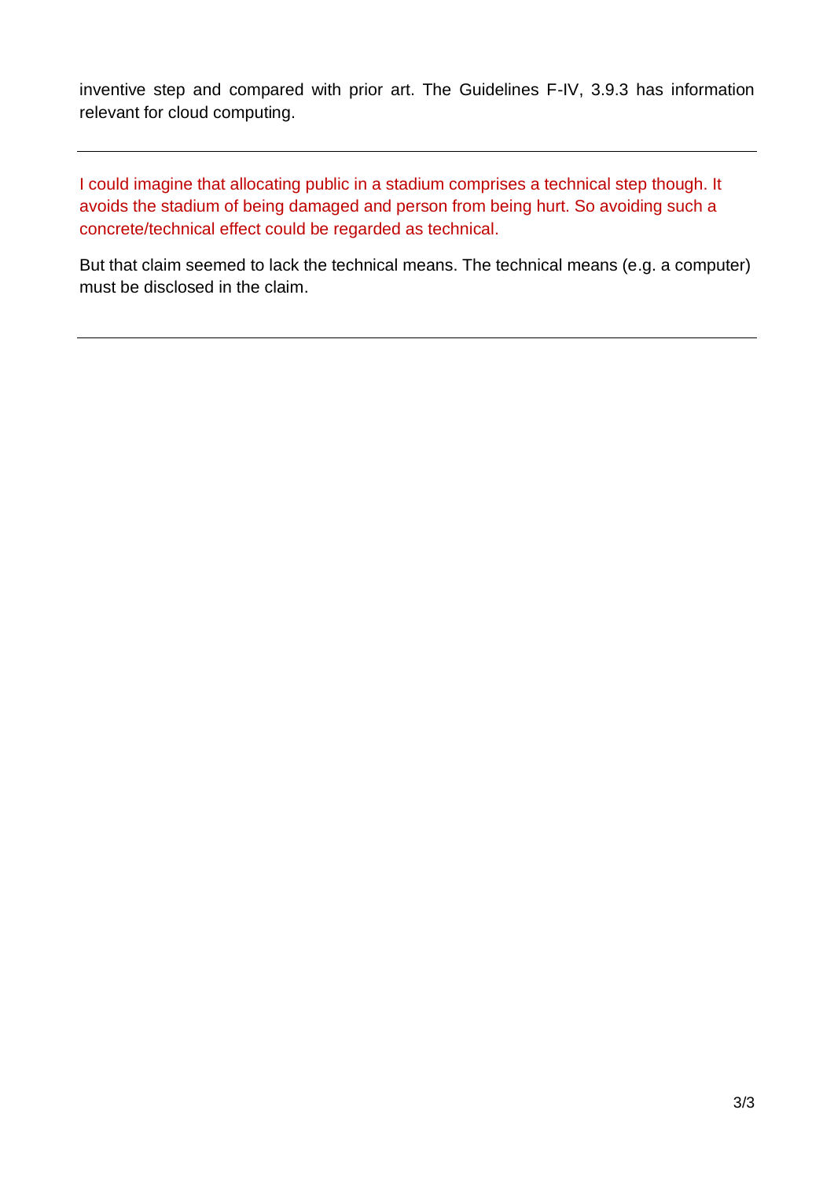inventive step and compared with prior art. The Guidelines F-IV, 3.9.3 has information relevant for cloud computing.

---

I could imagine that allocating public in a stadium comprises a technical step though. It avoids the stadium of being damaged and person from being hurt. So avoiding such a concrete/technical effect could be regarded as technical.

But that claim seemed to lack the technical means. The technical means (e.g. a computer) must be disclosed in the claim.

---